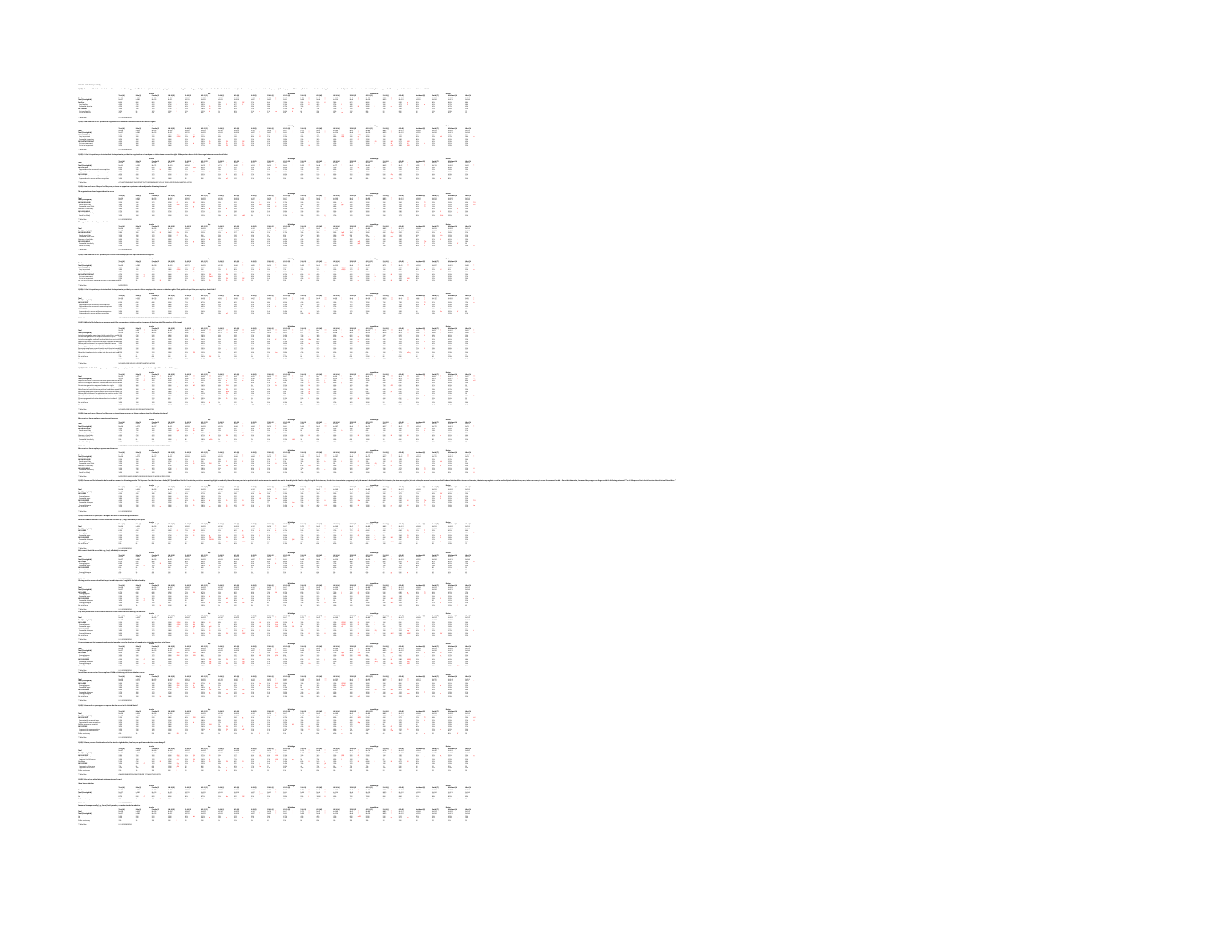|   | ш             | illin                                                                                                                                                                                                                                                                                                                                                                        | TAPAPPAPPAPPPPTT                                                                                                      |                                                                                                                                                                                                                                                                                                                                     |      |        |                        |                                                              |                                         |                            |  |  |                 |     |                   |                           |                                                                                            |                                                                                                                                                                                                                                                                                                                                                     | in it it it                                                                                                                                                                                                                    |  |
|---|---------------|------------------------------------------------------------------------------------------------------------------------------------------------------------------------------------------------------------------------------------------------------------------------------------------------------------------------------------------------------------------------------|-----------------------------------------------------------------------------------------------------------------------|-------------------------------------------------------------------------------------------------------------------------------------------------------------------------------------------------------------------------------------------------------------------------------------------------------------------------------------|------|--------|------------------------|--------------------------------------------------------------|-----------------------------------------|----------------------------|--|--|-----------------|-----|-------------------|---------------------------|--------------------------------------------------------------------------------------------|-----------------------------------------------------------------------------------------------------------------------------------------------------------------------------------------------------------------------------------------------------------------------------------------------------------------------------------------------------|--------------------------------------------------------------------------------------------------------------------------------------------------------------------------------------------------------------------------------|--|
|   | llimi         | ilissi                                                                                                                                                                                                                                                                                                                                                                       | THE E                                                                                                                 |                                                                                                                                                                                                                                                                                                                                     |      |        |                        | i<br>I<br>I<br>I                                             | <b>BETHERE</b>                          |                            |  |  |                 |     |                   |                           |                                                                                            | E E-E                                                                                                                                                                                                                                                                                                                                               | ilistra<br>.                                                                                                                                                                                                                   |  |
|   | ilist         | ilistr                                                                                                                                                                                                                                                                                                                                                                       |                                                                                                                       | <b>TEPERTERET PRESER</b>                                                                                                                                                                                                                                                                                                            |      |        |                        |                                                              |                                         |                            |  |  |                 |     |                   | F                         | Ilist                                                                                      | $\mu_{\rm{BH}}$                                                                                                                                                                                                                                                                                                                                     | ina                                                                                                                                                                                                                            |  |
|   | llimit        | illisti                                                                                                                                                                                                                                                                                                                                                                      | jiim                                                                                                                  | F.                                                                                                                                                                                                                                                                                                                                  |      | E.E.   | ilianii.               |                                                              | <b>URINER</b>                           |                            |  |  | Film            |     | 133311            | F.                        |                                                                                            | E.                                                                                                                                                                                                                                                                                                                                                  | ilians i                                                                                                                                                                                                                       |  |
|   | many          |                                                                                                                                                                                                                                                                                                                                                                              |                                                                                                                       | Finished and the second second second second second second second second second second second second second se<br>Excess the second second second second second second second second second second second second second second s                                                                                                    |      |        |                        |                                                              | <b>EDITE</b>                            |                            |  |  | nnni            |     |                   | F,                        |                                                                                            |                                                                                                                                                                                                                                                                                                                                                     | litera                                                                                                                                                                                                                         |  |
|   | illimid       | illum.                                                                                                                                                                                                                                                                                                                                                                       | T. PEG BED PEG PEG DE PEG                                                                                             |                                                                                                                                                                                                                                                                                                                                     |      |        |                        |                                                              |                                         |                            |  |  |                 |     |                   |                           |                                                                                            |                                                                                                                                                                                                                                                                                                                                                     | iness:                                                                                                                                                                                                                         |  |
|   | illiri        | ilinoi)                                                                                                                                                                                                                                                                                                                                                                      |                                                                                                                       |                                                                                                                                                                                                                                                                                                                                     |      |        |                        |                                                              |                                         |                            |  |  |                 |     |                   |                           |                                                                                            |                                                                                                                                                                                                                                                                                                                                                     | ina.                                                                                                                                                                                                                           |  |
|   | ilingi        |                                                                                                                                                                                                                                                                                                                                                                              |                                                                                                                       |                                                                                                                                                                                                                                                                                                                                     |      |        |                        |                                                              |                                         | <b>The Second Property</b> |  |  |                 |     |                   | <b>Elisabeth Property</b> | $\frac{1}{2}$                                                                              |                                                                                                                                                                                                                                                                                                                                                     | i<br>Inconect                                                                                                                                                                                                                  |  |
|   |               | incommutation.<br>Thuman control                                                                                                                                                                                                                                                                                                                                             |                                                                                                                       | $\begin{bmatrix} 1 & 0 & 0 \\ 0 & 1 & 0 \\ 0 & 0 & 0 \\ 0 & 0 & 0 \\ 0 & 0 & 0 \\ 0 & 0 & 0 \\ 0 & 0 & 0 \\ 0 & 0 & 0 \\ 0 & 0 & 0 \\ 0 & 0 & 0 \\ 0 & 0 & 0 \\ 0 & 0 & 0 \\ 0 & 0 & 0 \\ 0 & 0 & 0 \\ 0 & 0 & 0 \\ 0 & 0 & 0 & 0 \\ 0 & 0 & 0 & 0 \\ 0 & 0 & 0 & 0 \\ 0 & 0 & 0 & 0 \\ 0 & 0 & 0 & 0 \\ 0 & 0 & 0 & 0 \\ 0 & 0 & $ |      |        |                        |                                                              |                                         |                            |  |  |                 |     |                   |                           |                                                                                            | $\begin{picture}(180,10) \put(0,0){\line(1,0){155}} \put(0,0){\line(1,0){155}} \put(0,0){\line(1,0){155}} \put(0,0){\line(1,0){155}} \put(0,0){\line(1,0){155}} \put(0,0){\line(1,0){155}} \put(0,0){\line(1,0){155}} \put(0,0){\line(1,0){155}} \put(0,0){\line(1,0){155}} \put(0,0){\line(1,0){155}} \put(0,0){\line(1,0){155}} \put(0,0){\line($ | in and the first series of the series of the series of the series of the series of the series of the series of the series of the series of the series of the series of the series of the series of the series of the series of |  |
|   | ilimi         | llimi                                                                                                                                                                                                                                                                                                                                                                        | The Equator                                                                                                           |                                                                                                                                                                                                                                                                                                                                     |      |        |                        |                                                              | per reterent                            |                            |  |  |                 |     |                   | F.                        | $\begin{bmatrix} 1 & 1 & 1 & 1 & 1 \\ 1 & 1 & 1 & 1 & 1 \\ & & \ddots & & & \end{bmatrix}$ | Ţ                                                                                                                                                                                                                                                                                                                                                   | lices                                                                                                                                                                                                                          |  |
|   | illeen        | mm                                                                                                                                                                                                                                                                                                                                                                           |                                                                                                                       | E E                                                                                                                                                                                                                                                                                                                                 |      |        |                        |                                                              | <b>I</b> FRIDERER PRESE                 |                            |  |  |                 |     |                   |                           |                                                                                            | $\mathbb{R}$                                                                                                                                                                                                                                                                                                                                        | ilissit                                                                                                                                                                                                                        |  |
|   | llimit        | literes                                                                                                                                                                                                                                                                                                                                                                      | innia<br>.                                                                                                            |                                                                                                                                                                                                                                                                                                                                     | F.E. | ET E   |                        | in the control.                                              | BRITER D                                |                            |  |  |                 | ĒD. | i<br>iiiii<br>iii | ŗ,                        |                                                                                            |                                                                                                                                                                                                                                                                                                                                                     | ilissis                                                                                                                                                                                                                        |  |
|   | illimit       | ilisers.                                                                                                                                                                                                                                                                                                                                                                     | ES ELECTRIC STATISTICS.                                                                                               |                                                                                                                                                                                                                                                                                                                                     |      |        |                        |                                                              | <b>NOOD BOOK BOOK</b>                   |                            |  |  |                 |     |                   |                           |                                                                                            | $\liminf$                                                                                                                                                                                                                                                                                                                                           | iliani                                                                                                                                                                                                                         |  |
|   | liharatan     | $\prod_{i=1}^{n} \frac{1}{i} \prod_{i=1}^{n} \frac{1}{i} \prod_{i=1}^{n} \frac{1}{i} \prod_{i=1}^{n} \frac{1}{i} \prod_{i=1}^{n} \frac{1}{i} \prod_{i=1}^{n} \frac{1}{i} \prod_{i=1}^{n} \frac{1}{i} \prod_{i=1}^{n} \frac{1}{i} \prod_{i=1}^{n} \frac{1}{i} \prod_{i=1}^{n} \frac{1}{i} \prod_{i=1}^{n} \frac{1}{i} \prod_{i=1}^{n} \frac{1}{i} \prod_{i=1}^{n} \frac{1}{i$ | THE TELESTICS                                                                                                         |                                                                                                                                                                                                                                                                                                                                     |      |        |                        |                                                              |                                         |                            |  |  | <b>EDENTIFY</b> |     |                   |                           | in and fill                                                                                | Ţ                                                                                                                                                                                                                                                                                                                                                   | llistan                                                                                                                                                                                                                        |  |
|   |               | illinni                                                                                                                                                                                                                                                                                                                                                                      | ET FILE                                                                                                               |                                                                                                                                                                                                                                                                                                                                     |      |        |                        | $\begin{array}{ll} \text{Hilat} \\ \text{Hilat} \end{array}$ | E DI FILI                               |                            |  |  | FITTE TE        |     |                   |                           |                                                                                            |                                                                                                                                                                                                                                                                                                                                                     | liters                                                                                                                                                                                                                         |  |
|   | litere        | ilines i                                                                                                                                                                                                                                                                                                                                                                     | T MARA A PARTA PARTA DA P                                                                                             |                                                                                                                                                                                                                                                                                                                                     |      |        |                        |                                                              |                                         |                            |  |  |                 |     |                   |                           |                                                                                            | E E                                                                                                                                                                                                                                                                                                                                                 | illisse                                                                                                                                                                                                                        |  |
|   | ,,,,,,,,      | inania<br>T                                                                                                                                                                                                                                                                                                                                                                  | $\ddot{\phantom{a}}$                                                                                                  |                                                                                                                                                                                                                                                                                                                                     |      | E.E.F. | ilistica<br>Contractor | ining<br>1                                                   | ES FILM                                 |                            |  |  | <b>FIFE</b>     |     |                   |                           |                                                                                            | E                                                                                                                                                                                                                                                                                                                                                   | literat                                                                                                                                                                                                                        |  |
| E | illererer     | limont i                                                                                                                                                                                                                                                                                                                                                                     |                                                                                                                       |                                                                                                                                                                                                                                                                                                                                     |      |        |                        |                                                              |                                         |                            |  |  |                 |     |                   | Ţ                         |                                                                                            | E.                                                                                                                                                                                                                                                                                                                                                  | lima                                                                                                                                                                                                                           |  |
|   | ilimi         | ilimit                                                                                                                                                                                                                                                                                                                                                                       |                                                                                                                       |                                                                                                                                                                                                                                                                                                                                     |      |        |                        |                                                              | <b>ILE ELET ELECTROPIE PRESENTATION</b> |                            |  |  |                 |     |                   | F.                        | $\frac{1}{2}$                                                                              | Ī                                                                                                                                                                                                                                                                                                                                                   | inisters                                                                                                                                                                                                                       |  |
|   | Mone          |                                                                                                                                                                                                                                                                                                                                                                              | <b>I THE LEFT DEPT TET TO BE A THE SECOND SECOND PROPERTY IN THE REPORT OF THE PROPERTY OF A THE REPORT OF THE PR</b> |                                                                                                                                                                                                                                                                                                                                     |      |        |                        |                                                              |                                         |                            |  |  |                 |     |                   |                           |                                                                                            |                                                                                                                                                                                                                                                                                                                                                     | lineari                                                                                                                                                                                                                        |  |
|   | $\frac{1}{2}$ |                                                                                                                                                                                                                                                                                                                                                                              | rhrrfreispforfrff                                                                                                     |                                                                                                                                                                                                                                                                                                                                     |      |        |                        |                                                              |                                         |                            |  |  |                 |     |                   | $\overline{\Xi}$          |                                                                                            | Ē.                                                                                                                                                                                                                                                                                                                                                  | Îlis                                                                                                                                                                                                                           |  |
|   |               |                                                                                                                                                                                                                                                                                                                                                                              |                                                                                                                       |                                                                                                                                                                                                                                                                                                                                     |      |        |                        |                                                              |                                         |                            |  |  |                 |     |                   |                           |                                                                                            |                                                                                                                                                                                                                                                                                                                                                     |                                                                                                                                                                                                                                |  |

.<br>A MONTANTA SANTO UN DESEMBORA DE PORTO DE PORTO EN EL MENORMADO POR ENTERTADO EN EL MENORMADO DE MEIOS ATACION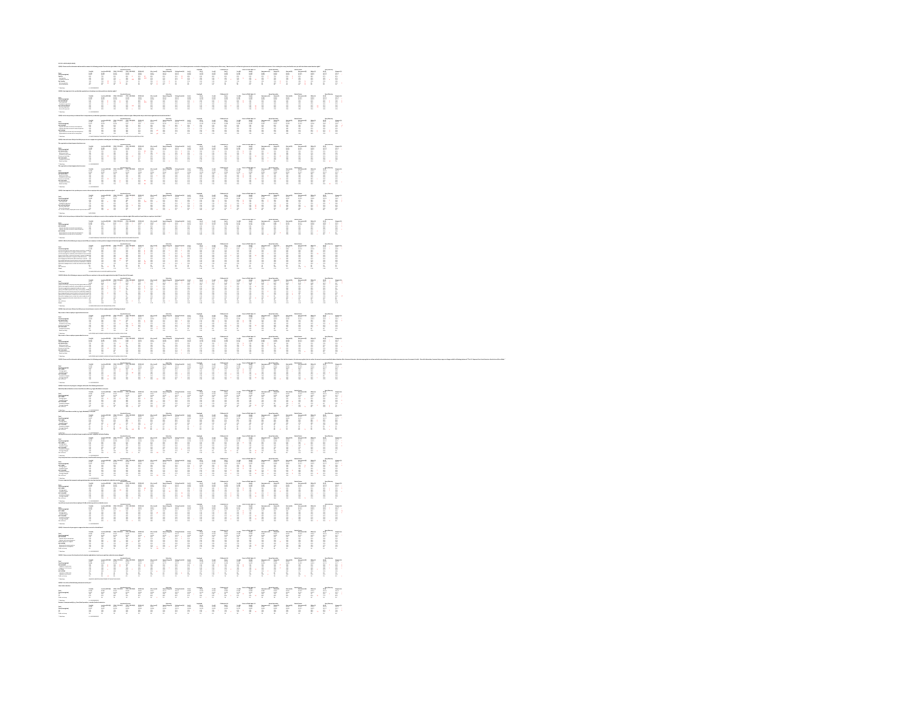|   | Elistat             |                                                                                                                                                                                                                                                                                                                                                                                                                |               |                                                                                                                                                                                                                                                                                                                                                                                                                                                                                                                       |                                                                                                                                                                                                                                                                                                                              |                                                                                                                                                                                                                                              |                                                                                                                                                                                                                                                                                                                                                   |                 |                   |                 |                  | <b>DITERMENT PRESENTED</b>                                                                                                                                                            |                                                                                                                                                                                                                                |                         |                          |               |                |                   |                                                                                                                                                                                                                                                                                                                                |                                                  |                       |
|---|---------------------|----------------------------------------------------------------------------------------------------------------------------------------------------------------------------------------------------------------------------------------------------------------------------------------------------------------------------------------------------------------------------------------------------------------|---------------|-----------------------------------------------------------------------------------------------------------------------------------------------------------------------------------------------------------------------------------------------------------------------------------------------------------------------------------------------------------------------------------------------------------------------------------------------------------------------------------------------------------------------|------------------------------------------------------------------------------------------------------------------------------------------------------------------------------------------------------------------------------------------------------------------------------------------------------------------------------|----------------------------------------------------------------------------------------------------------------------------------------------------------------------------------------------------------------------------------------------|---------------------------------------------------------------------------------------------------------------------------------------------------------------------------------------------------------------------------------------------------------------------------------------------------------------------------------------------------|-----------------|-------------------|-----------------|------------------|---------------------------------------------------------------------------------------------------------------------------------------------------------------------------------------|--------------------------------------------------------------------------------------------------------------------------------------------------------------------------------------------------------------------------------|-------------------------|--------------------------|---------------|----------------|-------------------|--------------------------------------------------------------------------------------------------------------------------------------------------------------------------------------------------------------------------------------------------------------------------------------------------------------------------------|--------------------------------------------------|-----------------------|
|   | Ministr             |                                                                                                                                                                                                                                                                                                                                                                                                                |               | FFT.                                                                                                                                                                                                                                                                                                                                                                                                                                                                                                                  |                                                                                                                                                                                                                                                                                                                              | E.                                                                                                                                                                                                                                           |                                                                                                                                                                                                                                                                                                                                                   | fi              |                   |                 |                  | H                                                                                                                                                                                     |                                                                                                                                                                                                                                | $\overline{\mathbb{R}}$ | limi                     | ihitetet.     | 11111111       | illissere         | $\overline{\mathbb{F}}$ .                                                                                                                                                                                                                                                                                                      | F                                                | E.                    |
|   | limi                | Ţ                                                                                                                                                                                                                                                                                                                                                                                                              | Ì             | F                                                                                                                                                                                                                                                                                                                                                                                                                                                                                                                     | E                                                                                                                                                                                                                                                                                                                            |                                                                                                                                                                                                                                              | <b>DESCRIPTION</b>                                                                                                                                                                                                                                                                                                                                |                 |                   |                 | <b>Blue</b>      | lilling                                                                                                                                                                               | ilissa il                                                                                                                                                                                                                      | E                       | ilissi                   | Ē             | ilistr         | Elseres           | Elimit                                                                                                                                                                                                                                                                                                                         | annu,                                            | Ţ                     |
|   |                     | $\prod_{i=1}^{n}$                                                                                                                                                                                                                                                                                                                                                                                              | 11111111      | Ī                                                                                                                                                                                                                                                                                                                                                                                                                                                                                                                     |                                                                                                                                                                                                                                                                                                                              | $\begin{array}{ccc} \mathbf{m}\mathbf{s} & \mathbf{m}\mathbf{s} \\ \mathbf{m} & \mathbf{m} & \mathbf{m} \\ \mathbf{m} & \mathbf{m} & \mathbf{m} \\ \mathbf{m} & \mathbf{m} & \mathbf{m} \\ \mathbf{m} & \mathbf{m} & \mathbf{m} \end{array}$ | $\begin{bmatrix} 1 & 1 \\ 1 & 1 \\ 1 & 1 \\ 1 & 1 \\ 1 & 1 \\ 1 & 1 \\ 1 & 1 \\ 1 & 1 \\ 1 & 1 \\ 1 & 1 \\ 1 & 1 \\ 1 & 1 \\ 1 & 1 \\ 1 & 1 \\ 1 & 1 \\ 1 & 1 \\ 1 & 1 \\ 1 & 1 \\ 1 & 1 \\ 1 & 1 \\ 1 & 1 \\ 1 & 1 \\ 1 & 1 \\ 1 & 1 \\ 1 & 1 \\ 1 & 1 \\ 1 & 1 \\ 1 & 1 \\ 1 & 1 \\ 1 & 1 \\ 1 & 1 \\ 1 & 1 \\ 1 & 1 \\ 1 & 1 \\ 1 & 1 \\ 1 & $ |                 |                   | in mark         | ilimit!          | $\begin{array}{c} \begin{array}{c} \begin{array}{c} \begin{array}{c} \end{array} \\ \begin{array}{c} \end{array} \\ \begin{array}{c} \end{array} \end{array} \end{array} \end{array}$ |                                                                                                                                                                                                                                |                         | M                        | Illimit       | ilisini        | <b>THEFT</b>      | <b>THEFT</b>                                                                                                                                                                                                                                                                                                                   | mm                                               | instruct              |
|   | man                 | Ţ                                                                                                                                                                                                                                                                                                                                                                                                              | iiiiiiiii<br> | $\prod_{i=1}^{n}$                                                                                                                                                                                                                                                                                                                                                                                                                                                                                                     | in item                                                                                                                                                                                                                                                                                                                      | Ţ                                                                                                                                                                                                                                            | 11111111                                                                                                                                                                                                                                                                                                                                          | 199991          | <b>Mitris</b>     | in is and       | ining<br>        | This control                                                                                                                                                                          |                                                                                                                                                                                                                                | ETE.                    |                          | FT.           | llimid         | illissers         | lines in                                                                                                                                                                                                                                                                                                                       |                                                  | Ī                     |
|   | Шессе               | $\begin{array}{cccc}\n\frac{1}{2} & \frac{1}{2} & \frac{1}{2} & \frac{1}{2} & \frac{1}{2} \\ \frac{1}{2} & \frac{1}{2} & \frac{1}{2} & \frac{1}{2} & \frac{1}{2} & \frac{1}{2} \\ \frac{1}{2} & \frac{1}{2} & \frac{1}{2} & \frac{1}{2} & \frac{1}{2} & \frac{1}{2} \\ \frac{1}{2} & \frac{1}{2} & \frac{1}{2} & \frac{1}{2} & \frac{1}{2} & \frac{1}{2} \\ \frac{1}{2} & \frac{1}{2} & \frac{1}{2} & \frac{1$ |               | T                                                                                                                                                                                                                                                                                                                                                                                                                                                                                                                     |                                                                                                                                                                                                                                                                                                                              |                                                                                                                                                                                                                                              | <b>ELETER</b>                                                                                                                                                                                                                                                                                                                                     |                 |                   | $\frac{1}{2}$   |                  | H,                                                                                                                                                                                    |                                                                                                                                                                                                                                | FIT.                    | M                        |               | in and         | Ī.                | $\begin{bmatrix} 1 & 0 & 0 & 0 \\ 0 & 0 & 0 & 0 \\ 0 & 0 & 0 & 0 \\ 0 & 0 & 0 & 0 \\ 0 & 0 & 0 & 0 & 0 \\ 0 & 0 & 0 & 0 & 0 \\ 0 & 0 & 0 & 0 & 0 \\ 0 & 0 & 0 & 0 & 0 & 0 \\ 0 & 0 & 0 & 0 & 0 & 0 \\ 0 & 0 & 0 & 0 & 0 & 0 \\ 0 & 0 & 0 & 0 & 0 & 0 & 0 \\ 0 & 0 & 0 & 0 & 0 & 0 & 0 \\ 0 & 0 & 0 & 0 & 0 & 0 & 0 \\ 0 & $    | f                                                | Elister<br>Statistics |
|   | llimi               |                                                                                                                                                                                                                                                                                                                                                                                                                |               | $\begin{array}{cccccc} \text{non-3-loop} & \text{non-3-loop} & \text{non-3-loop} \\ \text{non-3-loop} & \text{non-3-loop} & \text{non-3-loop} \\ \text{non-3-loop} & \text{non-3-loop} & \text{non-3-loop} \\ \text{non-3-loop} & \text{non-3-loop} & \text{non-3-loop} \\ \text{non-3-loop} & \text{non-3-loop} & \text{non-3-loop} \\ \text{non-3-loop} & \text{non-3-loop} & \text{non-3-loop} \\ \text{non-3-loop} & \text{non-3-loop} & \text{non-3-loop} \\ \text{non-3-loop} & \text{non-3-loop} & \text{non-$ | $\begin{bmatrix} 1 & 1 & 1 & 1 \\ 1 & 1 & 1 & 1 & 1 \\ 1 & 1 & 1 & 1 & 1 \\ 1 & 1 & 1 & 1 & 1 \\ 1 & 1 & 1 & 1 & 1 \\ 1 & 1 & 1 & 1 & 1 \\ 1 & 1 & 1 & 1 & 1 \\ 1 & 1 & 1 & 1 & 1 \\ 1 & 1 & 1 & 1 & 1 \\ 1 & 1 & 1 & 1 & 1 \\ 1 & 1 & 1 & 1 & 1 \\ 1 & 1 & 1 & 1 & 1 \\ 1 & 1 & 1 & 1 & 1 \\ 1 & 1 & 1 & 1 & 1 \\ 1 & 1 & $ |                                                                                                                                                                                                                                              | ETT E                                                                                                                                                                                                                                                                                                                                             |                 |                   | smal<br>÷,      | annum            | Ţ                                                                                                                                                                                     | ш                                                                                                                                                                                                                              | inneen                  | literati                 | T             | ilins          | insee:            | $\overline{a}$                                                                                                                                                                                                                                                                                                                 | F                                                | ņ                     |
|   |                     |                                                                                                                                                                                                                                                                                                                                                                                                                |               |                                                                                                                                                                                                                                                                                                                                                                                                                                                                                                                       |                                                                                                                                                                                                                                                                                                                              |                                                                                                                                                                                                                                              |                                                                                                                                                                                                                                                                                                                                                   |                 |                   |                 |                  |                                                                                                                                                                                       |                                                                                                                                                                                                                                |                         |                          |               |                |                   |                                                                                                                                                                                                                                                                                                                                |                                                  |                       |
|   |                     |                                                                                                                                                                                                                                                                                                                                                                                                                | The company   | jinaanaan                                                                                                                                                                                                                                                                                                                                                                                                                                                                                                             | in and the second second second second second second second second second second second second second second s                                                                                                                                                                                                               | $\begin{array}{c} \begin{array}{c} \begin{array}{c} \begin{array}{c} \begin{array}{c} \end{array} \\ \begin{array}{c} \end{array} \\ \begin{array}{c} \end{array} \\ \begin{array}{c} \end{array} \end{array} \end{array} \end{array}$       |                                                                                                                                                                                                                                                                                                                                                   | <b>Base</b>     | <b>FIREEEEEEE</b> | ,,,,,,,,,,,,,   | Elecciones       | Winnerman                                                                                                                                                                             |                                                                                                                                                                                                                                | Human                   | Entimated                | $\frac{1}{2}$ | listeretter    | <b>PIRESESSES</b> | is community                                                                                                                                                                                                                                                                                                                   | $\frac{1}{2}$                                    | inerented.            |
|   |                     |                                                                                                                                                                                                                                                                                                                                                                                                                |               |                                                                                                                                                                                                                                                                                                                                                                                                                                                                                                                       |                                                                                                                                                                                                                                                                                                                              |                                                                                                                                                                                                                                              |                                                                                                                                                                                                                                                                                                                                                   |                 |                   |                 |                  |                                                                                                                                                                                       |                                                                                                                                                                                                                                |                         |                          |               |                |                   |                                                                                                                                                                                                                                                                                                                                |                                                  |                       |
|   |                     |                                                                                                                                                                                                                                                                                                                                                                                                                |               | The contract of the contract of the contract of the contract of the contract of the contract of the contract of the contract of the contract of the contract of the contract of the contract of the contract of the contract o                                                                                                                                                                                                                                                                                        | limination<br>Limitation                                                                                                                                                                                                                                                                                                     |                                                                                                                                                                                                                                              |                                                                                                                                                                                                                                                                                                                                                   | district of the | E1111111111111    |                 | inconsumer       | and and a structure.                                                                                                                                                                  | increases in the second second second second second second second second second second second second second second second second second second second second second second second second second second second second second se | $\frac{1}{2}$           | <b>External Property</b> | jinennen      | Financial      | <b>UNISERFERE</b> | Interestes                                                                                                                                                                                                                                                                                                                     | 11111111111                                      | Inmonent              |
|   |                     |                                                                                                                                                                                                                                                                                                                                                                                                                |               |                                                                                                                                                                                                                                                                                                                                                                                                                                                                                                                       |                                                                                                                                                                                                                                                                                                                              |                                                                                                                                                                                                                                              |                                                                                                                                                                                                                                                                                                                                                   |                 |                   |                 |                  |                                                                                                                                                                                       |                                                                                                                                                                                                                                |                         |                          |               |                |                   |                                                                                                                                                                                                                                                                                                                                |                                                  |                       |
|   | ilimi               | $\prod_{i=1}^{n}$                                                                                                                                                                                                                                                                                                                                                                                              | ñ             | T.                                                                                                                                                                                                                                                                                                                                                                                                                                                                                                                    | Filian                                                                                                                                                                                                                                                                                                                       | Film                                                                                                                                                                                                                                         | $\frac{1}{2}$                                                                                                                                                                                                                                                                                                                                     |                 | <b>Missis</b>     | <b>Mitter</b>   |                  | F.                                                                                                                                                                                    |                                                                                                                                                                                                                                |                         | <b>There</b>             | llimi         | llimid         | $\frac{1}{2}$     | in a contact                                                                                                                                                                                                                                                                                                                   | ,,,,,,,,                                         | ineren                |
|   | ill ceres           |                                                                                                                                                                                                                                                                                                                                                                                                                | $\frac{1}{2}$ |                                                                                                                                                                                                                                                                                                                                                                                                                                                                                                                       | lines                                                                                                                                                                                                                                                                                                                        | ilieses                                                                                                                                                                                                                                      | Ę                                                                                                                                                                                                                                                                                                                                                 | Ì<br>÷.         | 1111111           | litica e        |                  |                                                                                                                                                                                       | $\begin{bmatrix} 1 \\ 2 \\ 3 \\ 4 \end{bmatrix}$                                                                                                                                                                               | $\frac{1}{2}$           | F                        | Ţ             | Шш             | <b>BUSES</b>      | limit                                                                                                                                                                                                                                                                                                                          | an and                                           | Ţ                     |
|   |                     |                                                                                                                                                                                                                                                                                                                                                                                                                |               |                                                                                                                                                                                                                                                                                                                                                                                                                                                                                                                       |                                                                                                                                                                                                                                                                                                                              |                                                                                                                                                                                                                                              |                                                                                                                                                                                                                                                                                                                                                   |                 |                   |                 |                  |                                                                                                                                                                                       |                                                                                                                                                                                                                                |                         |                          |               |                |                   |                                                                                                                                                                                                                                                                                                                                |                                                  |                       |
|   | llinni              |                                                                                                                                                                                                                                                                                                                                                                                                                |               | <b>TITEE</b>                                                                                                                                                                                                                                                                                                                                                                                                                                                                                                          |                                                                                                                                                                                                                                                                                                                              |                                                                                                                                                                                                                                              |                                                                                                                                                                                                                                                                                                                                                   |                 | 11111111          | in and          |                  | F.T.                                                                                                                                                                                  |                                                                                                                                                                                                                                |                         | ilini                    | ilimiti       | <b>Filling</b> | illises:          | literat                                                                                                                                                                                                                                                                                                                        | iniiiiiii<br>.                                   | in and                |
|   |                     |                                                                                                                                                                                                                                                                                                                                                                                                                |               |                                                                                                                                                                                                                                                                                                                                                                                                                                                                                                                       |                                                                                                                                                                                                                                                                                                                              |                                                                                                                                                                                                                                              |                                                                                                                                                                                                                                                                                                                                                   |                 |                   |                 |                  |                                                                                                                                                                                       |                                                                                                                                                                                                                                |                         |                          |               |                |                   |                                                                                                                                                                                                                                                                                                                                |                                                  |                       |
|   | Ilistric            |                                                                                                                                                                                                                                                                                                                                                                                                                | E             | Ē.                                                                                                                                                                                                                                                                                                                                                                                                                                                                                                                    | insin                                                                                                                                                                                                                                                                                                                        | Filipi                                                                                                                                                                                                                                       | F                                                                                                                                                                                                                                                                                                                                                 | F               |                   | in in the first | 1111111          | lilimi                                                                                                                                                                                | ffinnen                                                                                                                                                                                                                        | imi                     | $\frac{1}{2}$            | inerer        | Ę              | E.                | inni i                                                                                                                                                                                                                                                                                                                         | se a                                             | E.                    |
| l | <b>SEE do a com</b> | Lista i                                                                                                                                                                                                                                                                                                                                                                                                        | h             |                                                                                                                                                                                                                                                                                                                                                                                                                                                                                                                       | Ī.                                                                                                                                                                                                                                                                                                                           | Ē.                                                                                                                                                                                                                                           | FFF                                                                                                                                                                                                                                                                                                                                               |                 | Illinian          | himata<br>T     | Elisters         | Hitter                                                                                                                                                                                | Ilistant                                                                                                                                                                                                                       | mm                      | liim                     | Illittice     | inner.         | jilissa           | $\prod_{i=1}^n$                                                                                                                                                                                                                                                                                                                | en m                                             | Elistics.             |
|   | <b>Missouri</b>     | llimid                                                                                                                                                                                                                                                                                                                                                                                                         | ilissist      | F.                                                                                                                                                                                                                                                                                                                                                                                                                                                                                                                    | llissa                                                                                                                                                                                                                                                                                                                       | F.                                                                                                                                                                                                                                           | Ē                                                                                                                                                                                                                                                                                                                                                 | in and fill     | 111 11 11 11 11   | litions is      | <b>Minne</b>     | lilinoist                                                                                                                                                                             | $\begin{bmatrix} 1 & 1 \\ 1 & 1 \end{bmatrix}$                                                                                                                                                                                 | ED EGGE                 | ilisanıl                 | llim          | iliani         | Indian            | ilimi                                                                                                                                                                                                                                                                                                                          | mmm                                              | Fire                  |
| E | <b>Missouri</b>     | ilissis                                                                                                                                                                                                                                                                                                                                                                                                        | illima        | Ilimi                                                                                                                                                                                                                                                                                                                                                                                                                                                                                                                 | ilistati                                                                                                                                                                                                                                                                                                                     |                                                                                                                                                                                                                                              | E FI                                                                                                                                                                                                                                                                                                                                              |                 | 11111111          | iman<br>S       |                  | F.                                                                                                                                                                                    | $\begin{bmatrix} 1 \\ 2 \\ 3 \\ 4 \end{bmatrix}$                                                                                                                                                                               | $\prod_{i=1}^{n}$       | F.                       | llimi         |                | ET E              | $\begin{bmatrix} 1 & 0 & 0 & 0 \\ 0 & 0 & 0 & 0 \\ 0 & 0 & 0 & 0 \\ 0 & 0 & 0 & 0 \\ 0 & 0 & 0 & 0 \\ 0 & 0 & 0 & 0 \\ 0 & 0 & 0 & 0 \\ 0 & 0 & 0 & 0 \\ 0 & 0 & 0 & 0 \\ 0 & 0 & 0 & 0 \\ 0 & 0 & 0 & 0 \\ 0 & 0 & 0 & 0 \\ 0 & 0 & 0 & 0 & 0 \\ 0 & 0 & 0 & 0 & 0 \\ 0 & 0 & 0 & 0 & 0 \\ 0 & 0 & 0 & 0 & 0 \\ 0 & 0 & 0 & $ | :::::ii                                          | E.                    |
|   | <b>Mitters</b>      | i liminari                                                                                                                                                                                                                                                                                                                                                                                                     |               | FT.                                                                                                                                                                                                                                                                                                                                                                                                                                                                                                                   | limi                                                                                                                                                                                                                                                                                                                         |                                                                                                                                                                                                                                              | F                                                                                                                                                                                                                                                                                                                                                 | imin            | 11111111          | limit           |                  |                                                                                                                                                                                       | $\frac{1}{2}$                                                                                                                                                                                                                  | ши                      | F.                       | inian<br>Lin  | ilisti i       | insecce           | limiti                                                                                                                                                                                                                                                                                                                         | Elimitation.                                     | inner.                |
|   | <b>Mississi</b>     | in and the                                                                                                                                                                                                                                                                                                                                                                                                     |               |                                                                                                                                                                                                                                                                                                                                                                                                                                                                                                                       | ilisses                                                                                                                                                                                                                                                                                                                      |                                                                                                                                                                                                                                              | E.                                                                                                                                                                                                                                                                                                                                                | in and fill     | 11111111          | jiisaa          |                  | F.                                                                                                                                                                                    |                                                                                                                                                                                                                                |                         | mong                     | Illimi        | in and the     | jinner            | in contact                                                                                                                                                                                                                                                                                                                     | $\begin{bmatrix} 1 \\ 1 \\ 1 \end{bmatrix}$      | inning<br>Lin         |
|   | iliseres.           | $\prod_{i=1}^{n}$                                                                                                                                                                                                                                                                                                                                                                                              |               |                                                                                                                                                                                                                                                                                                                                                                                                                                                                                                                       |                                                                                                                                                                                                                                                                                                                              |                                                                                                                                                                                                                                              | E FIF                                                                                                                                                                                                                                                                                                                                             |                 | 111111111         | hilisters       | <b>Historica</b> | in the control                                                                                                                                                                        | assassig                                                                                                                                                                                                                       | unisias de              | <b>Thursday</b>          | llinen        | ilises of      | insector          | line                                                                                                                                                                                                                                                                                                                           | шщ                                               | iliseses.             |
|   | Munter              |                                                                                                                                                                                                                                                                                                                                                                                                                |               | FUTURE ET                                                                                                                                                                                                                                                                                                                                                                                                                                                                                                             |                                                                                                                                                                                                                                                                                                                              |                                                                                                                                                                                                                                              |                                                                                                                                                                                                                                                                                                                                                   |                 |                   | insing.         |                  |                                                                                                                                                                                       |                                                                                                                                                                                                                                |                         |                          | Film          | llimi          | in and            | inana<br>i                                                                                                                                                                                                                                                                                                                     | $\begin{bmatrix} 1 \\ 2 \\ 3 \\ 4 \end{bmatrix}$ | Į                     |
|   | Ë                   | F                                                                                                                                                                                                                                                                                                                                                                                                              | n gr          | Ţ                                                                                                                                                                                                                                                                                                                                                                                                                                                                                                                     | T                                                                                                                                                                                                                                                                                                                            | F.                                                                                                                                                                                                                                           |                                                                                                                                                                                                                                                                                                                                                   |                 |                   | FFFFF.          |                  | E.Ţ.                                                                                                                                                                                  |                                                                                                                                                                                                                                | ETE ET                  |                          | Ē             | F              | Ē                 |                                                                                                                                                                                                                                                                                                                                |                                                  | F)                    |
|   |                     |                                                                                                                                                                                                                                                                                                                                                                                                                |               |                                                                                                                                                                                                                                                                                                                                                                                                                                                                                                                       |                                                                                                                                                                                                                                                                                                                              |                                                                                                                                                                                                                                              |                                                                                                                                                                                                                                                                                                                                                   |                 |                   |                 |                  |                                                                                                                                                                                       |                                                                                                                                                                                                                                |                         |                          |               |                |                   |                                                                                                                                                                                                                                                                                                                                |                                                  |                       |
|   | Ē                   |                                                                                                                                                                                                                                                                                                                                                                                                                | FF            | Ŧ                                                                                                                                                                                                                                                                                                                                                                                                                                                                                                                     | F                                                                                                                                                                                                                                                                                                                            | $\widetilde{\Xi}$                                                                                                                                                                                                                            | $\Xi^-$                                                                                                                                                                                                                                                                                                                                           |                 |                   | FF.             |                  | <b>E.E.F.F.F</b>                                                                                                                                                                      |                                                                                                                                                                                                                                |                         |                          | F             | $\Xi^-$        | E                 |                                                                                                                                                                                                                                                                                                                                | E. F. E.                                         |                       |

.<br>In any identity provide internal term of the contract of the state of the series of the complete of the series of the contract of the state of the state.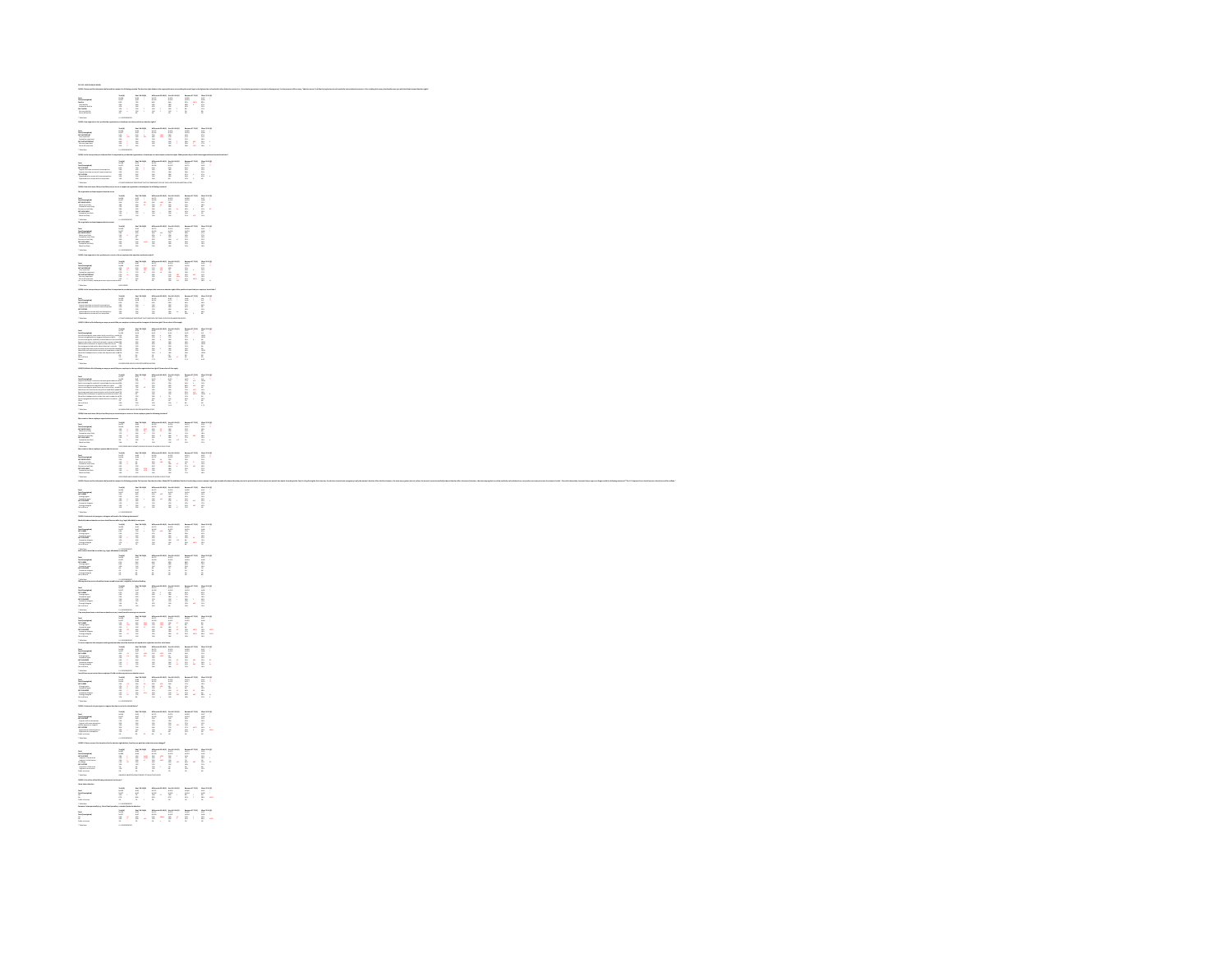| <b>BB</b> 1111                                                                                                                                                                                                                       | 123888<br>í,                                                                                                                                                                                                                                                                                                      | 11111111                                                                                                                                                                                                                             | <b>HISTORY</b>                                                | llissa<br>F                                                                                                    | 1111111<br>Ĩ                                                          |
|--------------------------------------------------------------------------------------------------------------------------------------------------------------------------------------------------------------------------------------|-------------------------------------------------------------------------------------------------------------------------------------------------------------------------------------------------------------------------------------------------------------------------------------------------------------------|--------------------------------------------------------------------------------------------------------------------------------------------------------------------------------------------------------------------------------------|---------------------------------------------------------------|----------------------------------------------------------------------------------------------------------------|-----------------------------------------------------------------------|
|                                                                                                                                                                                                                                      | Í                                                                                                                                                                                                                                                                                                                 | 111111111                                                                                                                                                                                                                            |                                                               |                                                                                                                |                                                                       |
| $\frac{1}{2}$                                                                                                                                                                                                                        | 11111111                                                                                                                                                                                                                                                                                                          |                                                                                                                                                                                                                                      | <b>MAGERIA</b>                                                | 3333311<br>ŗ                                                                                                   | <b>B3583118</b><br>医子宫下的 医血管                                          |
| $\frac{1}{2}$                                                                                                                                                                                                                        | 55333111<br>Ĩ                                                                                                                                                                                                                                                                                                     |                                                                                                                                                                                                                                      | El ses de                                                     | <b>BESTER</b><br>$\frac{1}{2}$                                                                                 | 11111111<br>T,                                                        |
| <b>The certain of the certain of the certain of the certain of the certain of the certain of the certain of the certain of the certain of the certain of the certain of the certain of the certain of the certain of the certain</b> |                                                                                                                                                                                                                                                                                                                   | ř                                                                                                                                                                                                                                    | <b>HERRICA</b><br>Ĩ,                                          | <b>TISSES</b><br>$\frac{1}{1}$                                                                                 |                                                                       |
|                                                                                                                                                                                                                                      | <b>BERESS RESERVES</b><br>in a shi ne                                                                                                                                                                                                                                                                             |                                                                                                                                                                                                                                      | 11111111111<br>j                                              | 1111111111                                                                                                     | <b>Base concerned Base concerned</b><br>エー・エー                         |
|                                                                                                                                                                                                                                      | i pint<br><b>JEEGGEE</b>                                                                                                                                                                                                                                                                                          | F                                                                                                                                                                                                                                    | 1111111111<br>.<br>E                                          | $\frac{1}{2}$                                                                                                  | literate { literature literature!                                     |
|                                                                                                                                                                                                                                      |                                                                                                                                                                                                                                                                                                                   |                                                                                                                                                                                                                                      |                                                               |                                                                                                                |                                                                       |
|                                                                                                                                                                                                                                      | $\frac{1}{2}$                                                                                                                                                                                                                                                                                                     |                                                                                                                                                                                                                                      |                                                               | 「The Theory The Theory The Theory The Theory Theory The Theory Theory Theory Theory Theory Theory Theory Theor |                                                                       |
|                                                                                                                                                                                                                                      |                                                                                                                                                                                                                                                                                                                   |                                                                                                                                                                                                                                      |                                                               |                                                                                                                |                                                                       |
|                                                                                                                                                                                                                                      |                                                                                                                                                                                                                                                                                                                   | The contract of the contract of the contract of the contract of the contract of the contract of the contract of the contract of the contract of the contract of the contract of the contract of the contract of the contract o       |                                                               |                                                                                                                |                                                                       |
|                                                                                                                                                                                                                                      |                                                                                                                                                                                                                                                                                                                   |                                                                                                                                                                                                                                      |                                                               |                                                                                                                |                                                                       |
|                                                                                                                                                                                                                                      |                                                                                                                                                                                                                                                                                                                   |                                                                                                                                                                                                                                      |                                                               |                                                                                                                |                                                                       |
| I success to Filmont L. Filmont L. Filmont L. Filmont L. Filmont L.                                                                                                                                                                  | $\frac{1}{2}$ , Historic contrary $\frac{1}{2}$ , Historic matrix $\frac{1}{2}$<br>Friday Corporation Corporation Corporation Corporation Corporation Corporation Corporation Corporation Corporation Corporation Corporation Corporation Corporation Corporation Corporation Corporation Corporation Corporation | $\ddot{\phantom{a}}$                                                                                                                                                                                                                 | オー・エネス しょうかつ                                                  | 2012年12月16日 10日 10日 10日 10日 10日 10日 10日 10日<br>The same of                                                     | Indianapolisade                                                       |
|                                                                                                                                                                                                                                      |                                                                                                                                                                                                                                                                                                                   |                                                                                                                                                                                                                                      |                                                               |                                                                                                                |                                                                       |
| j                                                                                                                                                                                                                                    | Bissences   Bissances                                                                                                                                                                                                                                                                                             | $\ddot{}}$                                                                                                                                                                                                                           | $\ddot{\phantom{a}}$                                          | $\frac{1}{2}$                                                                                                  |                                                                       |
|                                                                                                                                                                                                                                      |                                                                                                                                                                                                                                                                                                                   |                                                                                                                                                                                                                                      |                                                               |                                                                                                                |                                                                       |
| j                                                                                                                                                                                                                                    |                                                                                                                                                                                                                                                                                                                   | $\ddot{ }$                                                                                                                                                                                                                           |                                                               | $\frac{1}{2}$                                                                                                  |                                                                       |
|                                                                                                                                                                                                                                      |                                                                                                                                                                                                                                                                                                                   | 1116666666666666666                                                                                                                                                                                                                  | $\ddot{\phantom{a}}$                                          |                                                                                                                | <b>Basement</b> Basement<br>フィーマー                                     |
| $\vdots$                                                                                                                                                                                                                             |                                                                                                                                                                                                                                                                                                                   | $\frac{1}{2}$<br>$\frac{1}{2}$                                                                                                                                                                                                       | Himmun , Himmun , Electronic<br>$\frac{1}{2}$                 | $\frac{1}{2}$<br>$\frac{1}{2}$                                                                                 |                                                                       |
|                                                                                                                                                                                                                                      |                                                                                                                                                                                                                                                                                                                   |                                                                                                                                                                                                                                      |                                                               |                                                                                                                | $\frac{1}{2}$                                                         |
|                                                                                                                                                                                                                                      |                                                                                                                                                                                                                                                                                                                   |                                                                                                                                                                                                                                      | ilisters.<br>Ĩ.                                               | <b>Mississi</b><br>$\ddot{\phantom{0}}$                                                                        |                                                                       |
| i<br>S                                                                                                                                                                                                                               |                                                                                                                                                                                                                                                                                                                   |                                                                                                                                                                                                                                      | illister<br>Ĩ                                                 | liferen                                                                                                        |                                                                       |
| In the contract of the contract of the contract of the contract of the contract of the contract of the contract of the contract of the contract of the contract of the contract of the contract of the contract of the contrac       | 大学・一本の中一本 オン・シャン アイ・バー                                                                                                                                                                                                                                                                                            | Ī                                                                                                                                                                                                                                    | Ţ                                                             |                                                                                                                |                                                                       |
|                                                                                                                                                                                                                                      |                                                                                                                                                                                                                                                                                                                   |                                                                                                                                                                                                                                      | <b>BBBBBBBB</b>                                               | 1111111111<br>Ĩ.                                                                                               |                                                                       |
| Ì                                                                                                                                                                                                                                    |                                                                                                                                                                                                                                                                                                                   | Ĩ                                                                                                                                                                                                                                    |                                                               |                                                                                                                |                                                                       |
| i                                                                                                                                                                                                                                    |                                                                                                                                                                                                                                                                                                                   | $\ddot{=}$                                                                                                                                                                                                                           | <b>Bites illines</b><br>$\frac{1}{2}$<br>$\ddot{\phantom{a}}$ | $\frac{1}{2}$                                                                                                  |                                                                       |
| La consequente de la consequente de la consequencia de<br>I                                                                                                                                                                          | 【中国】 【中国】 【中国】 (中国)                                                                                                                                                                                                                                                                                               | There is a control of the filling of the process of the control of the control of the control of the control of the control of the control of the control of the control of the control of the control of the control of the c<br>F. | <b>HISTORY</b>                                                | Ï.                                                                                                             | オー・オー・サー・サロ サミ オミナ<br>Burne Biraca Burner Biraca Biraca Biraca Biraca |
|                                                                                                                                                                                                                                      | $\overline{a}$                                                                                                                                                                                                                                                                                                    | ,,,,,,,,,<br>Ĩ.                                                                                                                                                                                                                      | $\ddot{\phantom{a}}$<br><b>BEST COLOR</b>                     | Ĩ,                                                                                                             | <b>BBBBBBBBBBBBB</b><br>T<br>L                                        |
|                                                                                                                                                                                                                                      |                                                                                                                                                                                                                                                                                                                   |                                                                                                                                                                                                                                      |                                                               |                                                                                                                |                                                                       |
| <b>RESERVED BEES IN STREET</b><br>$\frac{1}{2}$                                                                                                                                                                                      | $\frac{1}{2}$                                                                                                                                                                                                                                                                                                     | $\frac{1}{2}$<br>i<br>Fi                                                                                                                                                                                                             | <b>BBS 64</b><br>Į                                            | <b>Historics</b>                                                                                               | T.                                                                    |
| Bitte Hilliste                                                                                                                                                                                                                       | $\vec{r}$<br>E City<br>.<br>.<br>.                                                                                                                                                                                                                                                                                | <b>Ellista</b><br>ŗ                                                                                                                                                                                                                  | H<br>Ţ                                                        | ili.ci<br>ł<br><u>m</u>                                                                                        | ii i i i i i<br>Ϊ                                                     |